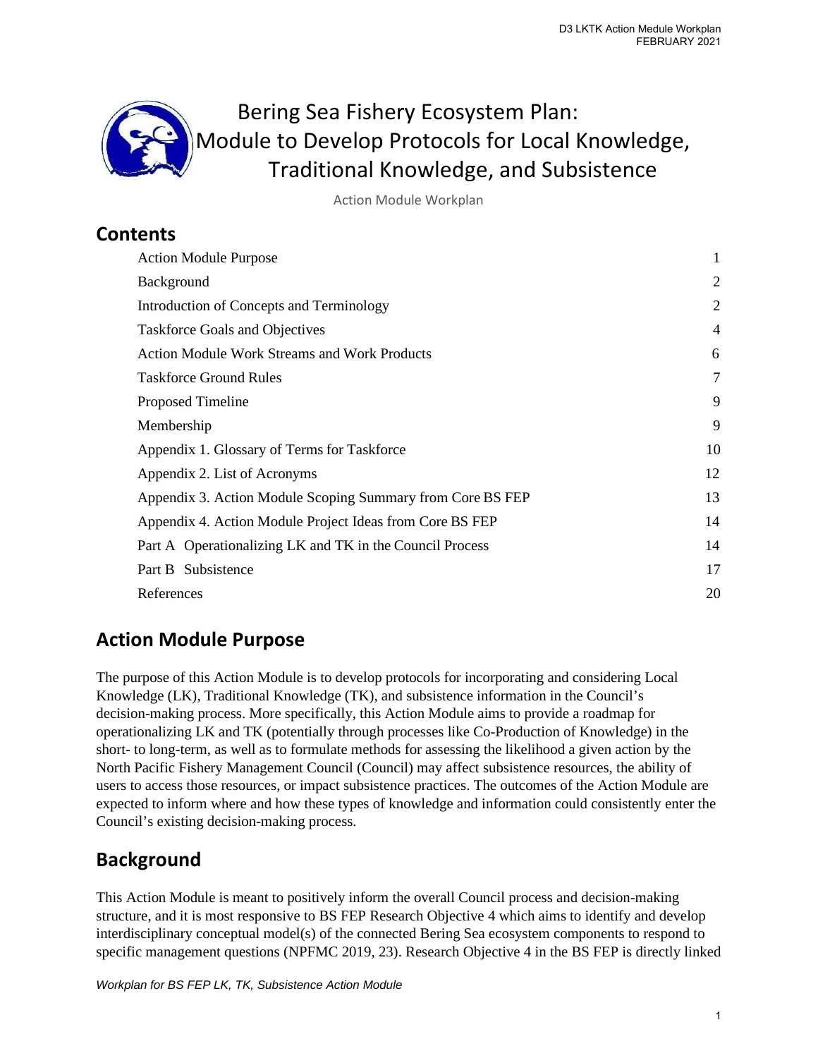# Bering Sea Fishery Ecosystem Plan: Module to Develop Protocols for Local Knowledge, Traditional Knowledge, and Subsistence

Action Module Workplan

## Contents

| | |
|---|---|
| Action Module Purpose | 1 |
| Background | 2 |
| Introduction of Concepts and Terminology | 2 |
| Taskforce Goals and Objectives | 4 |
| Action Module Work Streams and Work Products | 6 |
| Taskforce Ground Rules | 7 |
| Proposed Timeline | 9 |
| Membership | 9 |
| Appendix 1. Glossary of Terms for Taskforce | 10 |
| Appendix 2. List of Acronyms | 12 |
| Appendix 3. Action Module Scoping Summary from Core BS FEP | 13 |
| Appendix 4. Action Module Project Ideas from Core BS FEP | 14 |
| Part A Operationalizing LK and TK in the Council Process | 14 |
| Part B Subsistence | 17 |
| References | 20 |

## Action Module Purpose

The purpose of this Action Module is to develop protocols for incorporating and considering Local Knowledge (LK), Traditional Knowledge (TK), and subsistence information in the Council's decision-making process. More specifically, this Action Module aims to provide a roadmap for operationalizing LK and TK (potentially through processes like Co-Production of Knowledge) in the short- to long-term, as well as to formulate methods for assessing the likelihood a given action by the North Pacific Fishery Management Council (Council) may affect subsistence resources, the ability of users to access those resources, or impact subsistence practices. The outcomes of the Action Module are expected to inform where and how these types of knowledge and information could consistently enter the Council's existing decision-making process.

## Background

This Action Module is meant to positively inform the overall Council process and decision-making structure, and it is most responsive to BS FEP Research Objective 4 which aims to identify and develop interdisciplinary conceptual model(s) of the connected Bering Sea ecosystem components to respond to specific management questions (NPFMC 2019, 23). Research Objective 4 in the BS FEP is directly linked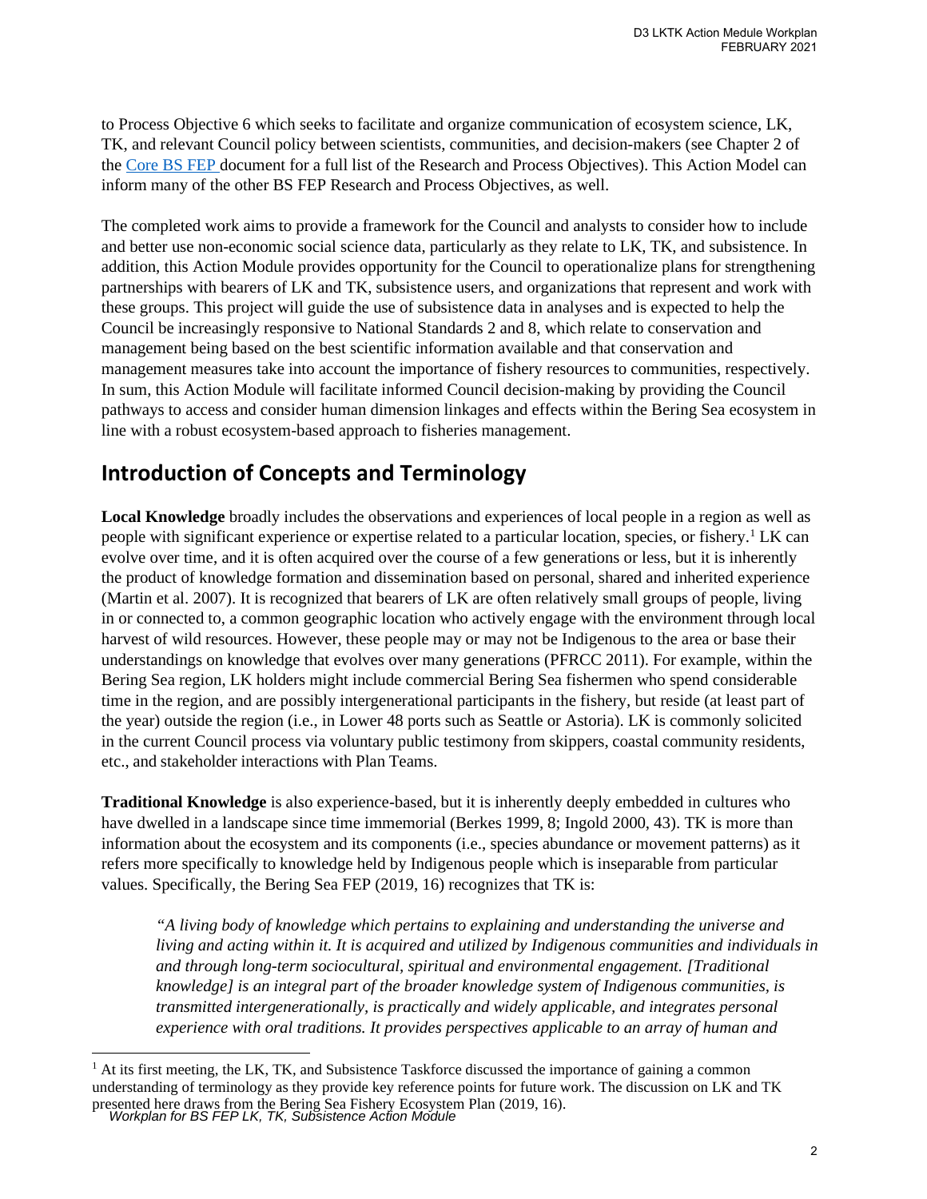to Process Objective 6 which seeks to facilitate and organize communication of ecosystem science, LK, TK, and relevant Council policy between scientists, communities, and decision-makers (see Chapter 2 of the Core BS FEP document for a full list of the Research and Process Objectives). This Action Model can inform many of the other BS FEP Research and Process Objectives, as well.

The completed work aims to provide a framework for the Council and analysts to consider how to include and better use non-economic social science data, particularly as they relate to LK, TK, and subsistence. In addition, this Action Module provides opportunity for the Council to operationalize plans for strengthening partnerships with bearers of LK and TK, subsistence users, and organizations that represent and work with these groups. This project will guide the use of subsistence data in analyses and is expected to help the Council be increasingly responsive to National Standards 2 and 8, which relate to conservation and management being based on the best scientific information available and that conservation and management measures take into account the importance of fishery resources to communities, respectively. In sum, this Action Module will facilitate informed Council decision-making by providing the Council pathways to access and consider human dimension linkages and effects within the Bering Sea ecosystem in line with a robust ecosystem-based approach to fisheries management.

## Introduction of Concepts and Terminology

**Local Knowledge** broadly includes the observations and experiences of local people in a region as well as people with significant experience or expertise related to a particular location, species, or fishery.[1] LK can evolve over time, and it is often acquired over the course of a few generations or less, but it is inherently the product of knowledge formation and dissemination based on personal, shared and inherited experience (Martin et al. 2007). It is recognized that bearers of LK are often relatively small groups of people, living in or connected to, a common geographic location who actively engage with the environment through local harvest of wild resources. However, these people may or may not be Indigenous to the area or base their understandings on knowledge that evolves over many generations (PFRCC 2011). For example, within the Bering Sea region, LK holders might include commercial Bering Sea fishermen who spend considerable time in the region, and are possibly intergenerational participants in the fishery, but reside (at least part of the year) outside the region (i.e., in Lower 48 ports such as Seattle or Astoria). LK is commonly solicited in the current Council process via voluntary public testimony from skippers, coastal community residents, etc., and stakeholder interactions with Plan Teams.

**Traditional Knowledge** is also experience-based, but it is inherently deeply embedded in cultures who have dwelled in a landscape since time immemorial (Berkes 1999, 8; Ingold 2000, 43). TK is more than information about the ecosystem and its components (i.e., species abundance or movement patterns) as it refers more specifically to knowledge held by Indigenous people which is inseparable from particular values. Specifically, the Bering Sea FEP (2019, 16) recognizes that TK is:

> *"A living body of knowledge which pertains to explaining and understanding the universe and living and acting within it. It is acquired and utilized by Indigenous communities and individuals in and through long-term sociocultural, spiritual and environmental engagement. [Traditional knowledge] is an integral part of the broader knowledge system of Indigenous communities, is transmitted intergenerationally, is practically and widely applicable, and integrates personal experience with oral traditions. It provides perspectives applicable to an array of human and*

[1] At its first meeting, the LK, TK, and Subsistence Taskforce discussed the importance of gaining a common understanding of terminology as they provide key reference points for future work. The discussion on LK and TK presented here draws from the Bering Sea Fishery Ecosystem Plan (2019, 16).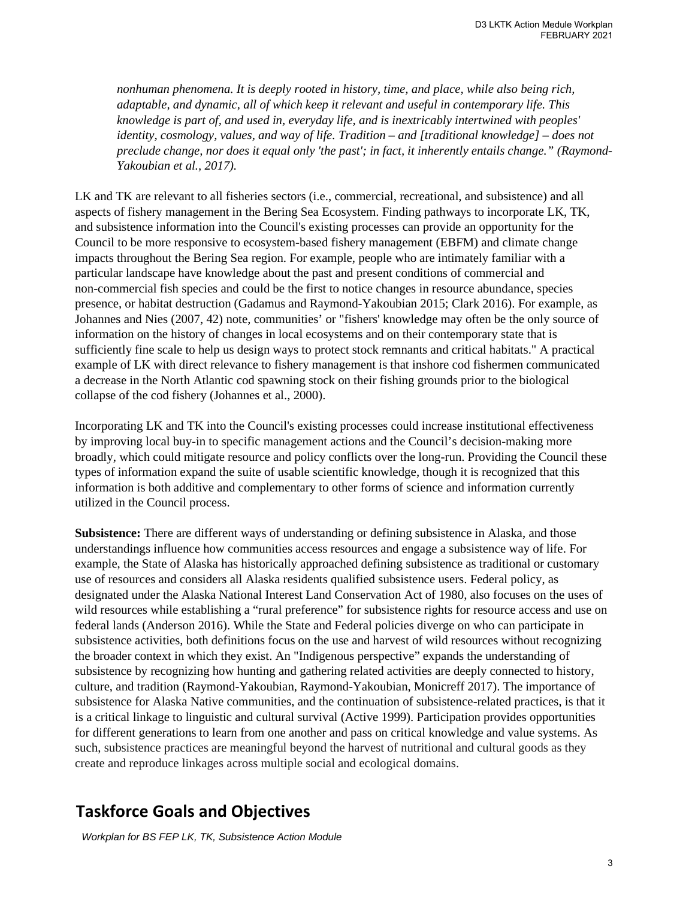*nonhuman phenomena. It is deeply rooted in history, time, and place, while also being rich, adaptable, and dynamic, all of which keep it relevant and useful in contemporary life. This knowledge is part of, and used in, everyday life, and is inextricably intertwined with peoples' identity, cosmology, values, and way of life. Tradition – and [traditional knowledge] – does not preclude change, nor does it equal only 'the past'; in fact, it inherently entails change." (Raymond-Yakoubian et al., 2017).*

LK and TK are relevant to all fisheries sectors (i.e., commercial, recreational, and subsistence) and all aspects of fishery management in the Bering Sea Ecosystem. Finding pathways to incorporate LK, TK, and subsistence information into the Council's existing processes can provide an opportunity for the Council to be more responsive to ecosystem-based fishery management (EBFM) and climate change impacts throughout the Bering Sea region. For example, people who are intimately familiar with a particular landscape have knowledge about the past and present conditions of commercial and non-commercial fish species and could be the first to notice changes in resource abundance, species presence, or habitat destruction (Gadamus and Raymond-Yakoubian 2015; Clark 2016). For example, as Johannes and Nies (2007, 42) note, communities' or "fishers' knowledge may often be the only source of information on the history of changes in local ecosystems and on their contemporary state that is sufficiently fine scale to help us design ways to protect stock remnants and critical habitats." A practical example of LK with direct relevance to fishery management is that inshore cod fishermen communicated a decrease in the North Atlantic cod spawning stock on their fishing grounds prior to the biological collapse of the cod fishery (Johannes et al., 2000).

Incorporating LK and TK into the Council's existing processes could increase institutional effectiveness by improving local buy-in to specific management actions and the Council's decision-making more broadly, which could mitigate resource and policy conflicts over the long-run. Providing the Council these types of information expand the suite of usable scientific knowledge, though it is recognized that this information is both additive and complementary to other forms of science and information currently utilized in the Council process.

**Subsistence:** There are different ways of understanding or defining subsistence in Alaska, and those understandings influence how communities access resources and engage a subsistence way of life. For example, the State of Alaska has historically approached defining subsistence as traditional or customary use of resources and considers all Alaska residents qualified subsistence users. Federal policy, as designated under the Alaska National Interest Land Conservation Act of 1980, also focuses on the uses of wild resources while establishing a "rural preference" for subsistence rights for resource access and use on federal lands (Anderson 2016). While the State and Federal policies diverge on who can participate in subsistence activities, both definitions focus on the use and harvest of wild resources without recognizing the broader context in which they exist. An "Indigenous perspective" expands the understanding of subsistence by recognizing how hunting and gathering related activities are deeply connected to history, culture, and tradition (Raymond-Yakoubian, Raymond-Yakoubian, Monicreff 2017). The importance of subsistence for Alaska Native communities, and the continuation of subsistence-related practices, is that it is a critical linkage to linguistic and cultural survival (Active 1999). Participation provides opportunities for different generations to learn from one another and pass on critical knowledge and value systems. As such, subsistence practices are meaningful beyond the harvest of nutritional and cultural goods as they create and reproduce linkages across multiple social and ecological domains.

## Taskforce Goals and Objectives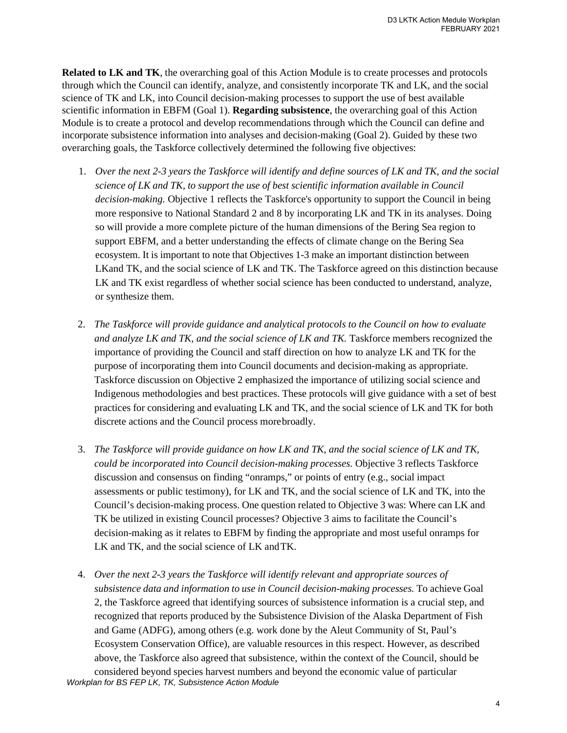**Related to LK and TK**, the overarching goal of this Action Module is to create processes and protocols through which the Council can identify, analyze, and consistently incorporate TK and LK, and the social science of TK and LK, into Council decision-making processes to support the use of best available scientific information in EBFM (Goal 1). **Regarding subsistence**, the overarching goal of this Action Module is to create a protocol and develop recommendations through which the Council can define and incorporate subsistence information into analyses and decision-making (Goal 2). Guided by these two overarching goals, the Taskforce collectively determined the following five objectives:

1. *Over the next 2-3 years the Taskforce will identify and define sources of LK and TK, and the social science of LK and TK, to support the use of best scientific information available in Council decision-making.* Objective 1 reflects the Taskforce's opportunity to support the Council in being more responsive to National Standard 2 and 8 by incorporating LK and TK in its analyses. Doing so will provide a more complete picture of the human dimensions of the Bering Sea region to support EBFM, and a better understanding the effects of climate change on the Bering Sea ecosystem. It is important to note that Objectives 1-3 make an important distinction between LKand TK, and the social science of LK and TK. The Taskforce agreed on this distinction because LK and TK exist regardless of whether social science has been conducted to understand, analyze, or synthesize them.

2. *The Taskforce will provide guidance and analytical protocols to the Council on how to evaluate and analyze LK and TK, and the social science of LK and TK.* Taskforce members recognized the importance of providing the Council and staff direction on how to analyze LK and TK for the purpose of incorporating them into Council documents and decision-making as appropriate. Taskforce discussion on Objective 2 emphasized the importance of utilizing social science and Indigenous methodologies and best practices. These protocols will give guidance with a set of best practices for considering and evaluating LK and TK, and the social science of LK and TK for both discrete actions and the Council process morebroadly.

3. *The Taskforce will provide guidance on how LK and TK, and the social science of LK and TK, could be incorporated into Council decision-making processes.* Objective 3 reflects Taskforce discussion and consensus on finding "onramps," or points of entry (e.g., social impact assessments or public testimony), for LK and TK, and the social science of LK and TK, into the Council's decision-making process. One question related to Objective 3 was: Where can LK and TK be utilized in existing Council processes? Objective 3 aims to facilitate the Council's decision-making as it relates to EBFM by finding the appropriate and most useful onramps for LK and TK, and the social science of LK andTK.

4. *Over the next 2-3 years the Taskforce will identify relevant and appropriate sources of subsistence data and information to use in Council decision-making processes.* To achieve Goal 2, the Taskforce agreed that identifying sources of subsistence information is a crucial step, and recognized that reports produced by the Subsistence Division of the Alaska Department of Fish and Game (ADFG), among others (e.g. work done by the Aleut Community of St, Paul's Ecosystem Conservation Office), are valuable resources in this respect. However, as described above, the Taskforce also agreed that subsistence, within the context of the Council, should be considered beyond species harvest numbers and beyond the economic value of particular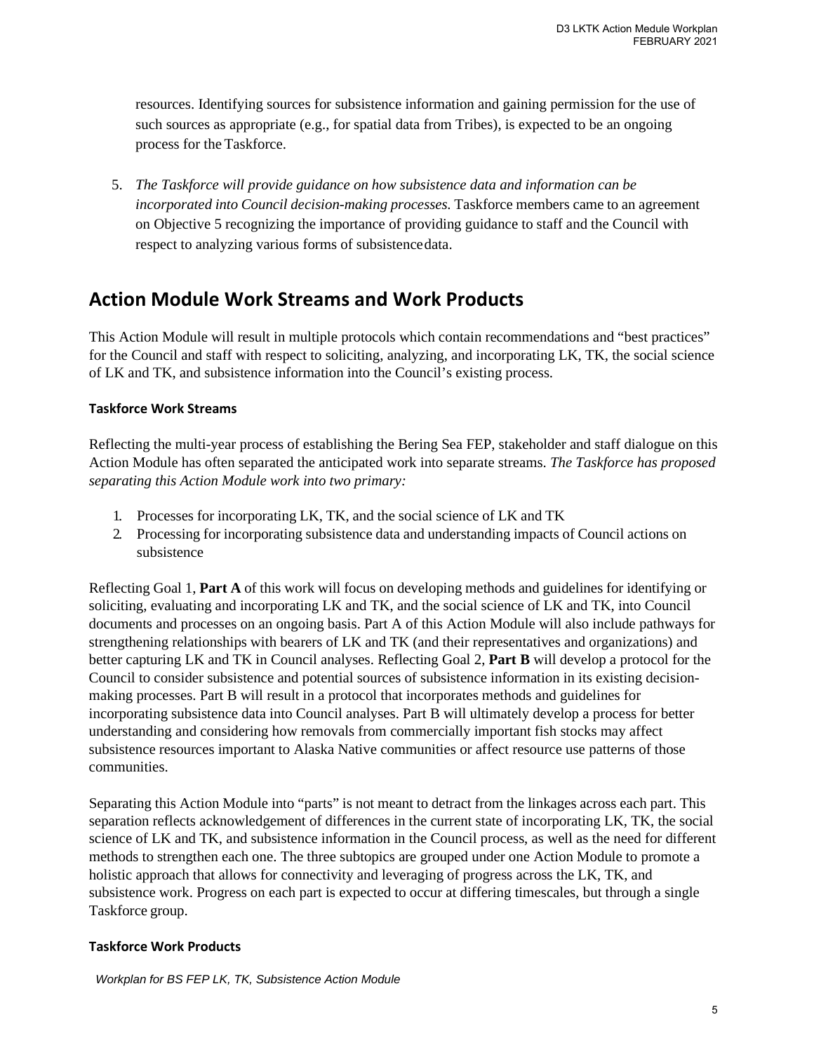resources. Identifying sources for subsistence information and gaining permission for the use of such sources as appropriate (e.g., for spatial data from Tribes), is expected to be an ongoing process for the Taskforce.

5. *The Taskforce will provide guidance on how subsistence data and information can be incorporated into Council decision-making processes.* Taskforce members came to an agreement on Objective 5 recognizing the importance of providing guidance to staff and the Council with respect to analyzing various forms of subsistence data.

## Action Module Work Streams and Work Products

This Action Module will result in multiple protocols which contain recommendations and "best practices" for the Council and staff with respect to soliciting, analyzing, and incorporating LK, TK, the social science of LK and TK, and subsistence information into the Council's existing process.

### Taskforce Work Streams

Reflecting the multi-year process of establishing the Bering Sea FEP, stakeholder and staff dialogue on this Action Module has often separated the anticipated work into separate streams. *The Taskforce has proposed separating this Action Module work into two primary:*

1. Processes for incorporating LK, TK, and the social science of LK and TK
2. Processing for incorporating subsistence data and understanding impacts of Council actions on subsistence

Reflecting Goal 1, **Part A** of this work will focus on developing methods and guidelines for identifying or soliciting, evaluating and incorporating LK and TK, and the social science of LK and TK, into Council documents and processes on an ongoing basis. Part A of this Action Module will also include pathways for strengthening relationships with bearers of LK and TK (and their representatives and organizations) and better capturing LK and TK in Council analyses. Reflecting Goal 2, **Part B** will develop a protocol for the Council to consider subsistence and potential sources of subsistence information in its existing decision-making processes. Part B will result in a protocol that incorporates methods and guidelines for incorporating subsistence data into Council analyses. Part B will ultimately develop a process for better understanding and considering how removals from commercially important fish stocks may affect subsistence resources important to Alaska Native communities or affect resource use patterns of those communities.

Separating this Action Module into "parts" is not meant to detract from the linkages across each part. This separation reflects acknowledgement of differences in the current state of incorporating LK, TK, the social science of LK and TK, and subsistence information in the Council process, as well as the need for different methods to strengthen each one. The three subtopics are grouped under one Action Module to promote a holistic approach that allows for connectivity and leveraging of progress across the LK, TK, and subsistence work. Progress on each part is expected to occur at differing timescales, but through a single Taskforce group.

### Taskforce Work Products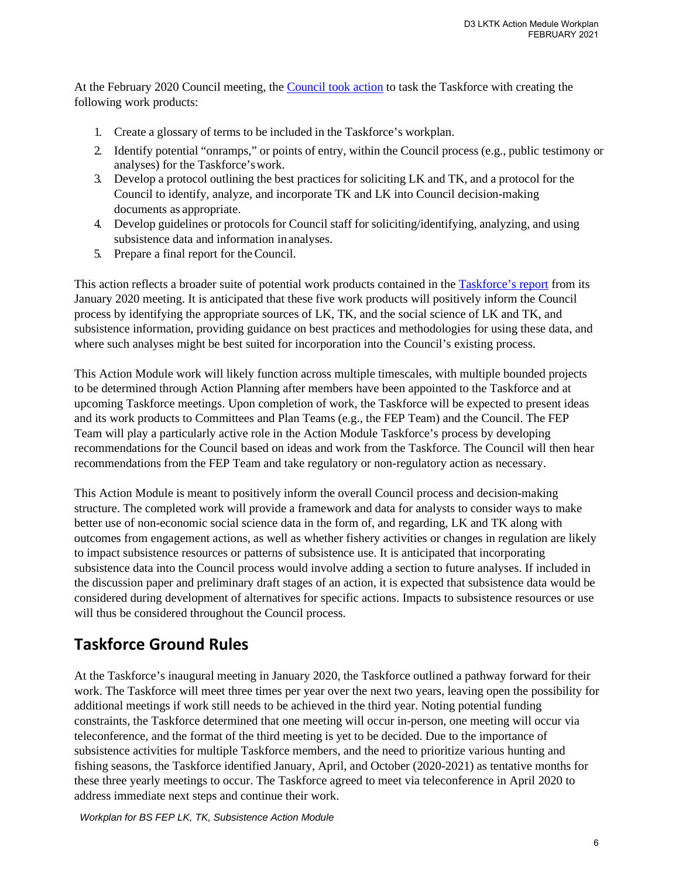At the February 2020 Council meeting, the Council took action to task the Taskforce with creating the following work products:

1. Create a glossary of terms to be included in the Taskforce's workplan.
2. Identify potential "onramps," or points of entry, within the Council process (e.g., public testimony or analyses) for the Taskforce's work.
3. Develop a protocol outlining the best practices for soliciting LK and TK, and a protocol for the Council to identify, analyze, and incorporate TK and LK into Council decision-making documents as appropriate.
4. Develop guidelines or protocols for Council staff for soliciting/identifying, analyzing, and using subsistence data and information in analyses.
5. Prepare a final report for the Council.

This action reflects a broader suite of potential work products contained in the Taskforce's report from its January 2020 meeting. It is anticipated that these five work products will positively inform the Council process by identifying the appropriate sources of LK, TK, and the social science of LK and TK, and subsistence information, providing guidance on best practices and methodologies for using these data, and where such analyses might be best suited for incorporation into the Council's existing process.

This Action Module work will likely function across multiple timescales, with multiple bounded projects to be determined through Action Planning after members have been appointed to the Taskforce and at upcoming Taskforce meetings. Upon completion of work, the Taskforce will be expected to present ideas and its work products to Committees and Plan Teams (e.g., the FEP Team) and the Council. The FEP Team will play a particularly active role in the Action Module Taskforce's process by developing recommendations for the Council based on ideas and work from the Taskforce. The Council will then hear recommendations from the FEP Team and take regulatory or non-regulatory action as necessary.

This Action Module is meant to positively inform the overall Council process and decision-making structure. The completed work will provide a framework and data for analysts to consider ways to make better use of non-economic social science data in the form of, and regarding, LK and TK along with outcomes from engagement actions, as well as whether fishery activities or changes in regulation are likely to impact subsistence resources or patterns of subsistence use. It is anticipated that incorporating subsistence data into the Council process would involve adding a section to future analyses. If included in the discussion paper and preliminary draft stages of an action, it is expected that subsistence data would be considered during development of alternatives for specific actions. Impacts to subsistence resources or use will thus be considered throughout the Council process.

## Taskforce Ground Rules

At the Taskforce's inaugural meeting in January 2020, the Taskforce outlined a pathway forward for their work. The Taskforce will meet three times per year over the next two years, leaving open the possibility for additional meetings if work still needs to be achieved in the third year. Noting potential funding constraints, the Taskforce determined that one meeting will occur in-person, one meeting will occur via teleconference, and the format of the third meeting is yet to be decided. Due to the importance of subsistence activities for multiple Taskforce members, and the need to prioritize various hunting and fishing seasons, the Taskforce identified January, April, and October (2020-2021) as tentative months for these three yearly meetings to occur. The Taskforce agreed to meet via teleconference in April 2020 to address immediate next steps and continue their work.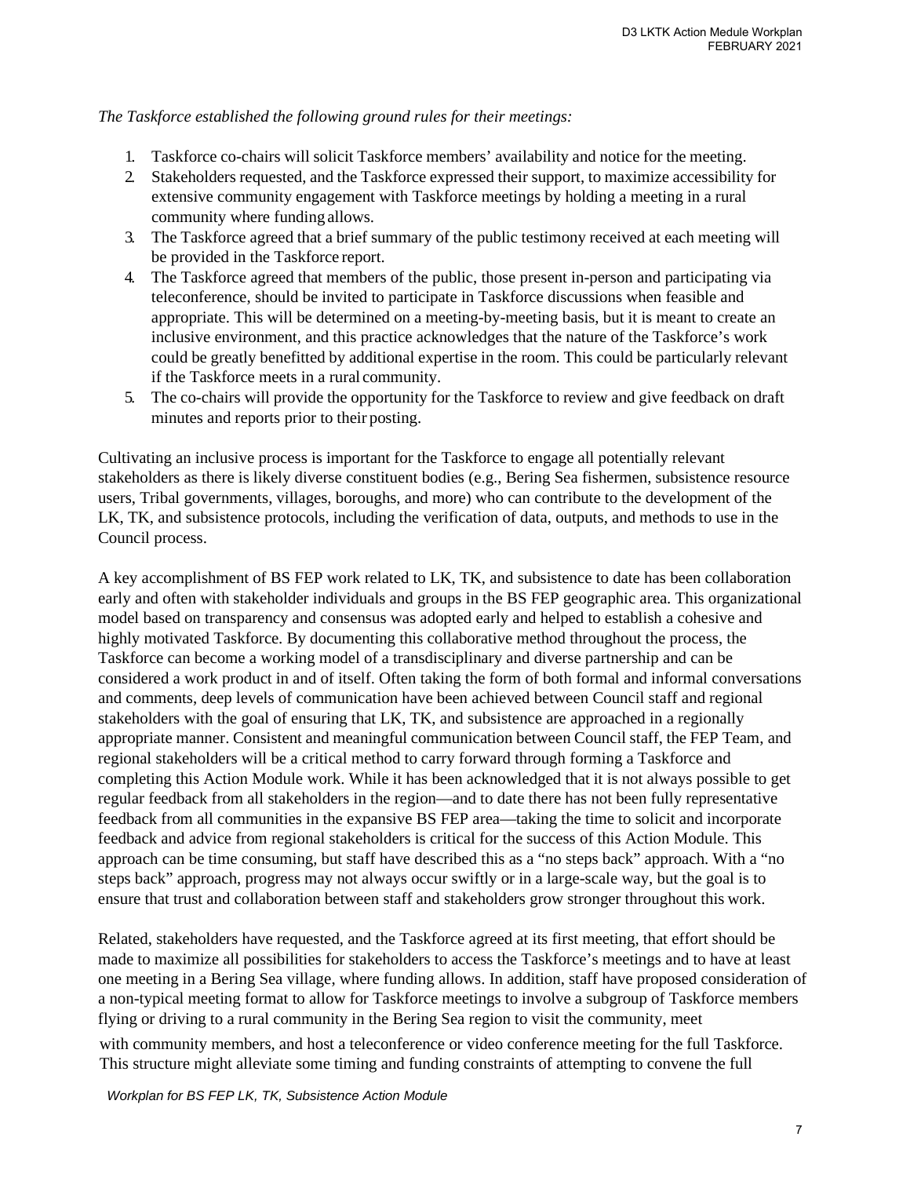*The Taskforce established the following ground rules for their meetings:*

1. Taskforce co-chairs will solicit Taskforce members' availability and notice for the meeting.
2. Stakeholders requested, and the Taskforce expressed their support, to maximize accessibility for extensive community engagement with Taskforce meetings by holding a meeting in a rural community where funding allows.
3. The Taskforce agreed that a brief summary of the public testimony received at each meeting will be provided in the Taskforce report.
4. The Taskforce agreed that members of the public, those present in-person and participating via teleconference, should be invited to participate in Taskforce discussions when feasible and appropriate. This will be determined on a meeting-by-meeting basis, but it is meant to create an inclusive environment, and this practice acknowledges that the nature of the Taskforce's work could be greatly benefitted by additional expertise in the room. This could be particularly relevant if the Taskforce meets in a rural community.
5. The co-chairs will provide the opportunity for the Taskforce to review and give feedback on draft minutes and reports prior to their posting.

Cultivating an inclusive process is important for the Taskforce to engage all potentially relevant stakeholders as there is likely diverse constituent bodies (e.g., Bering Sea fishermen, subsistence resource users, Tribal governments, villages, boroughs, and more) who can contribute to the development of the LK, TK, and subsistence protocols, including the verification of data, outputs, and methods to use in the Council process.

A key accomplishment of BS FEP work related to LK, TK, and subsistence to date has been collaboration early and often with stakeholder individuals and groups in the BS FEP geographic area. This organizational model based on transparency and consensus was adopted early and helped to establish a cohesive and highly motivated Taskforce. By documenting this collaborative method throughout the process, the Taskforce can become a working model of a transdisciplinary and diverse partnership and can be considered a work product in and of itself. Often taking the form of both formal and informal conversations and comments, deep levels of communication have been achieved between Council staff and regional stakeholders with the goal of ensuring that LK, TK, and subsistence are approached in a regionally appropriate manner. Consistent and meaningful communication between Council staff, the FEP Team, and regional stakeholders will be a critical method to carry forward through forming a Taskforce and completing this Action Module work. While it has been acknowledged that it is not always possible to get regular feedback from all stakeholders in the region—and to date there has not been fully representative feedback from all communities in the expansive BS FEP area—taking the time to solicit and incorporate feedback and advice from regional stakeholders is critical for the success of this Action Module. This approach can be time consuming, but staff have described this as a "no steps back" approach. With a "no steps back" approach, progress may not always occur swiftly or in a large-scale way, but the goal is to ensure that trust and collaboration between staff and stakeholders grow stronger throughout this work.

Related, stakeholders have requested, and the Taskforce agreed at its first meeting, that effort should be made to maximize all possibilities for stakeholders to access the Taskforce's meetings and to have at least one meeting in a Bering Sea village, where funding allows. In addition, staff have proposed consideration of a non-typical meeting format to allow for Taskforce meetings to involve a subgroup of Taskforce members flying or driving to a rural community in the Bering Sea region to visit the community, meet with community members, and host a teleconference or video conference meeting for the full Taskforce. This structure might alleviate some timing and funding constraints of attempting to convene the full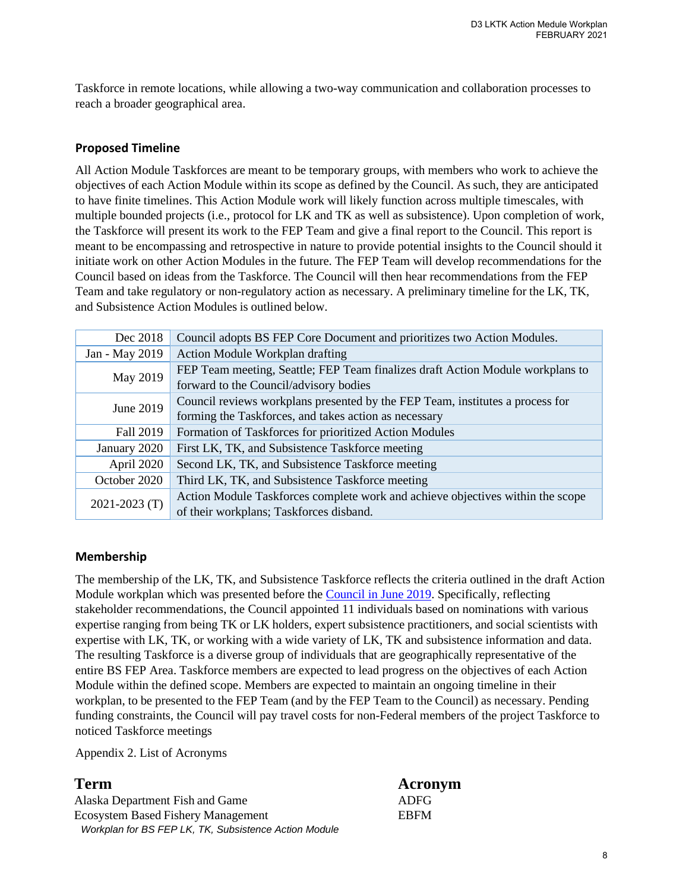Taskforce in remote locations, while allowing a two-way communication and collaboration processes to reach a broader geographical area.

### Proposed Timeline

All Action Module Taskforces are meant to be temporary groups, with members who work to achieve the objectives of each Action Module within its scope as defined by the Council. As such, they are anticipated to have finite timelines. This Action Module work will likely function across multiple timescales, with multiple bounded projects (i.e., protocol for LK and TK as well as subsistence). Upon completion of work, the Taskforce will present its work to the FEP Team and give a final report to the Council. This report is meant to be encompassing and retrospective in nature to provide potential insights to the Council should it initiate work on other Action Modules in the future. The FEP Team will develop recommendations for the Council based on ideas from the Taskforce. The Council will then hear recommendations from the FEP Team and take regulatory or non-regulatory action as necessary. A preliminary timeline for the LK, TK, and Subsistence Action Modules is outlined below.

| Date | Activity |
|---|---|
| Dec 2018 | Council adopts BS FEP Core Document and prioritizes two Action Modules. |
| Jan - May 2019 | Action Module Workplan drafting |
| May 2019 | FEP Team meeting, Seattle; FEP Team finalizes draft Action Module workplans to forward to the Council/advisory bodies |
| June 2019 | Council reviews workplans presented by the FEP Team, institutes a process for forming the Taskforces, and takes action as necessary |
| Fall 2019 | Formation of Taskforces for prioritized Action Modules |
| January 2020 | First LK, TK, and Subsistence Taskforce meeting |
| April 2020 | Second LK, TK, and Subsistence Taskforce meeting |
| October 2020 | Third LK, TK, and Subsistence Taskforce meeting |
| 2021-2023 (T) | Action Module Taskforces complete work and achieve objectives within the scope of their workplans; Taskforces disband. |

### Membership

The membership of the LK, TK, and Subsistence Taskforce reflects the criteria outlined in the draft Action Module workplan which was presented before the Council in June 2019. Specifically, reflecting stakeholder recommendations, the Council appointed 11 individuals based on nominations with various expertise ranging from being TK or LK holders, expert subsistence practitioners, and social scientists with expertise with LK, TK, or working with a wide variety of LK, TK and subsistence information and data. The resulting Taskforce is a diverse group of individuals that are geographically representative of the entire BS FEP Area. Taskforce members are expected to lead progress on the objectives of each Action Module within the defined scope. Members are expected to maintain an ongoing timeline in their workplan, to be presented to the FEP Team (and by the FEP Team to the Council) as necessary. Pending funding constraints, the Council will pay travel costs for non-Federal members of the project Taskforce to noticed Taskforce meetings

Appendix 2. List of Acronyms

| **Term** | **Acronym** |
|---|---|
| Alaska Department Fish and Game | ADFG |
| Ecosystem Based Fishery Management | EBFM |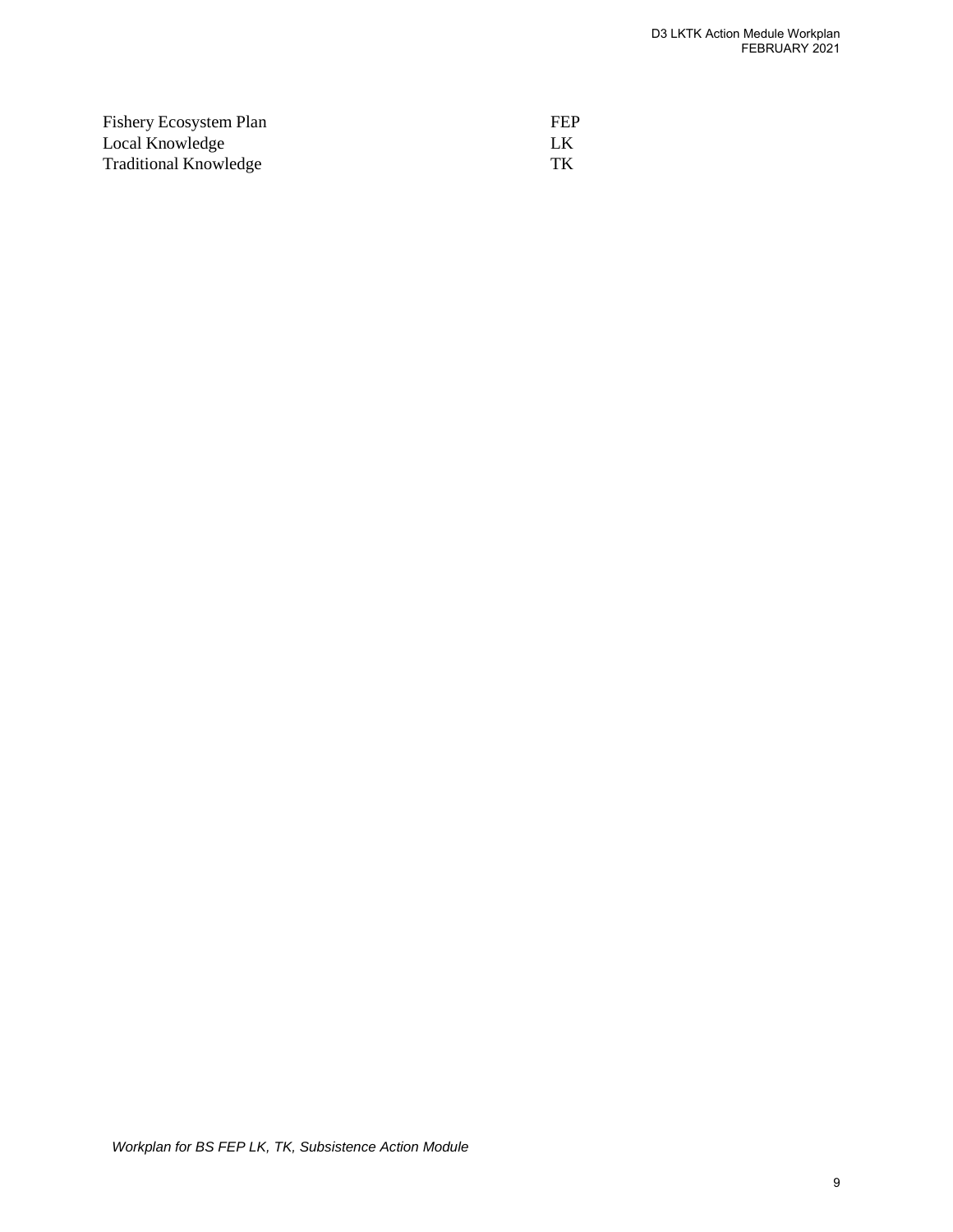| | |
|---|---|
| Fishery Ecosystem Plan | FEP |
| Local Knowledge | LK |
| Traditional Knowledge | TK |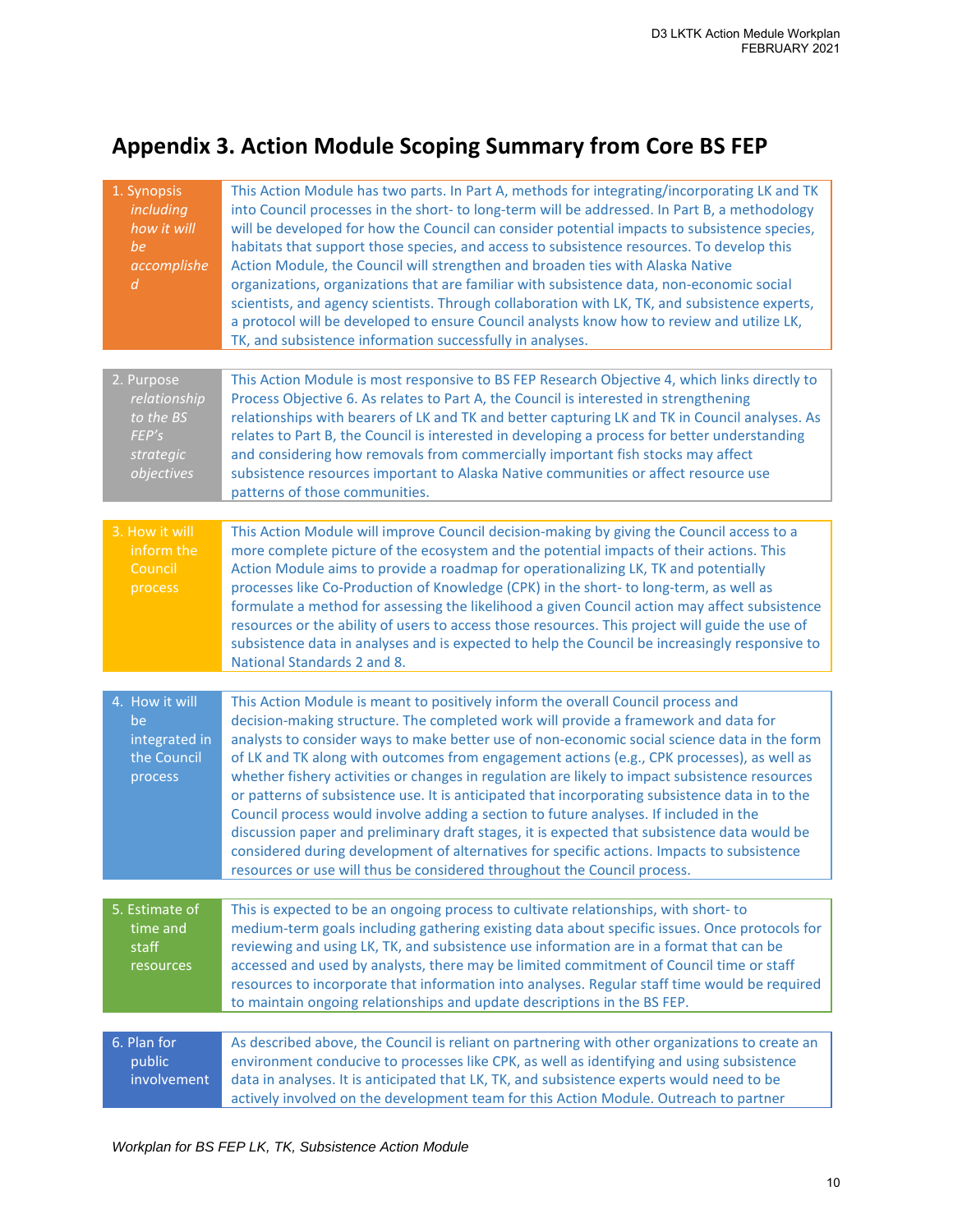# Appendix 3. Action Module Scoping Summary from Core BS FEP

| | |
|---|---|
| 1. Synopsis *including how it will be accomplished* | This Action Module has two parts. In Part A, methods for integrating/incorporating LK and TK into Council processes in the short- to long-term will be addressed. In Part B, a methodology will be developed for how the Council can consider potential impacts to subsistence species, habitats that support those species, and access to subsistence resources. To develop this Action Module, the Council will strengthen and broaden ties with Alaska Native organizations, organizations that are familiar with subsistence data, non-economic social scientists, and agency scientists. Through collaboration with LK, TK, and subsistence experts, a protocol will be developed to ensure Council analysts know how to review and utilize LK, TK, and subsistence information successfully in analyses. |
| 2. Purpose *relationship to the BS FEP's strategic objectives* | This Action Module is most responsive to BS FEP Research Objective 4, which links directly to Process Objective 6. As relates to Part A, the Council is interested in strengthening relationships with bearers of LK and TK and better capturing LK and TK in Council analyses. As relates to Part B, the Council is interested in developing a process for better understanding and considering how removals from commercially important fish stocks may affect subsistence resources important to Alaska Native communities or affect resource use patterns of those communities. |
| 3. How it will inform the Council process | This Action Module will improve Council decision-making by giving the Council access to a more complete picture of the ecosystem and the potential impacts of their actions. This Action Module aims to provide a roadmap for operationalizing LK, TK and potentially processes like Co-Production of Knowledge (CPK) in the short- to long-term, as well as formulate a method for assessing the likelihood a given Council action may affect subsistence resources or the ability of users to access those resources. This project will guide the use of subsistence data in analyses and is expected to help the Council be increasingly responsive to National Standards 2 and 8. |
| 4. How it will be integrated in the Council process | This Action Module is meant to positively inform the overall Council process and decision-making structure. The completed work will provide a framework and data for analysts to consider ways to make better use of non-economic social science data in the form of LK and TK along with outcomes from engagement actions (e.g., CPK processes), as well as whether fishery activities or changes in regulation are likely to impact subsistence resources or patterns of subsistence use. It is anticipated that incorporating subsistence data in to the Council process would involve adding a section to future analyses. If included in the discussion paper and preliminary draft stages, it is expected that subsistence data would be considered during development of alternatives for specific actions. Impacts to subsistence resources or use will thus be considered throughout the Council process. |
| 5. Estimate of time and staff resources | This is expected to be an ongoing process to cultivate relationships, with short- to medium-term goals including gathering existing data about specific issues. Once protocols for reviewing and using LK, TK, and subsistence use information are in a format that can be accessed and used by analysts, there may be limited commitment of Council time or staff resources to incorporate that information into analyses. Regular staff time would be required to maintain ongoing relationships and update descriptions in the BS FEP. |
| 6. Plan for public involvement | As described above, the Council is reliant on partnering with other organizations to create an environment conducive to processes like CPK, as well as identifying and using subsistence data in analyses. It is anticipated that LK, TK, and subsistence experts would need to be actively involved on the development team for this Action Module. Outreach to partner |

*Workplan for BS FEP LK, TK, Subsistence Action Module*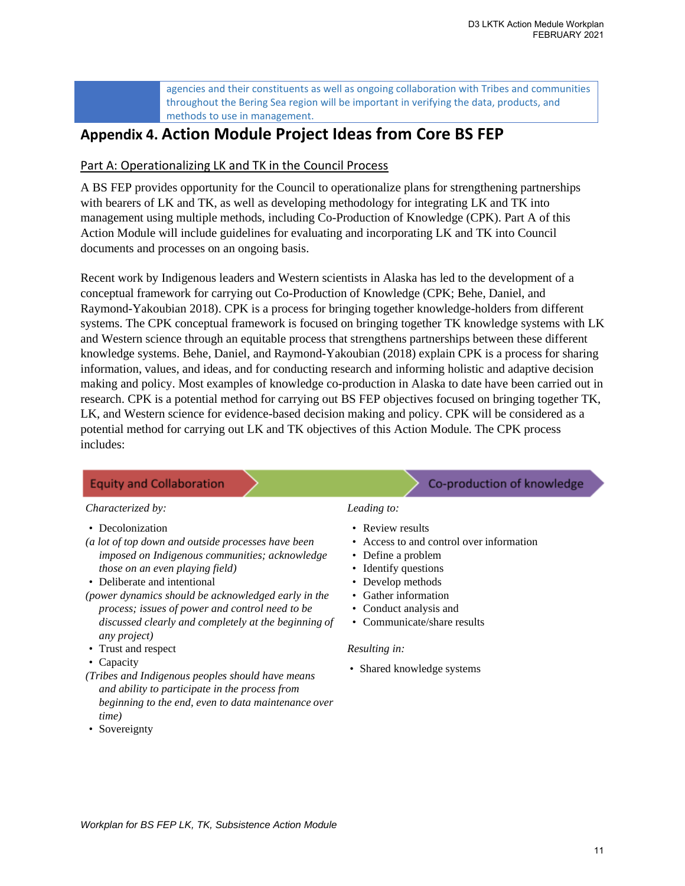agencies and their constituents as well as ongoing collaboration with Tribes and communities throughout the Bering Sea region will be important in verifying the data, products, and methods to use in management.

# Appendix 4. Action Module Project Ideas from Core BS FEP

## Part A: Operationalizing LK and TK in the Council Process

A BS FEP provides opportunity for the Council to operationalize plans for strengthening partnerships with bearers of LK and TK, as well as developing methodology for integrating LK and TK into management using multiple methods, including Co-Production of Knowledge (CPK). Part A of this Action Module will include guidelines for evaluating and incorporating LK and TK into Council documents and processes on an ongoing basis.

Recent work by Indigenous leaders and Western scientists in Alaska has led to the development of a conceptual framework for carrying out Co-Production of Knowledge (CPK; Behe, Daniel, and Raymond-Yakoubian 2018). CPK is a process for bringing together knowledge-holders from different systems. The CPK conceptual framework is focused on bringing together TK knowledge systems with LK and Western science through an equitable process that strengthens partnerships between these different knowledge systems. Behe, Daniel, and Raymond-Yakoubian (2018) explain CPK is a process for sharing information, values, and ideas, and for conducting research and informing holistic and adaptive decision making and policy. Most examples of knowledge co-production in Alaska to date have been carried out in research. CPK is a potential method for carrying out BS FEP objectives focused on bringing together TK, LK, and Western science for evidence-based decision making and policy. CPK will be considered as a potential method for carrying out LK and TK objectives of this Action Module. The CPK process includes:

**Equity and Collaboration** → **Co-production of knowledge**

*Characterized by:*

- Decolonization

*(a lot of top down and outside processes have been imposed on Indigenous communities; acknowledge those on an even playing field)*

- Deliberate and intentional

*(power dynamics should be acknowledged early in the process; issues of power and control need to be discussed clearly and completely at the beginning of any project)*

- Trust and respect
- Capacity

*(Tribes and Indigenous peoples should have means and ability to participate in the process from beginning to the end, even to data maintenance over time)*

- Sovereignty

*Leading to:*

- Review results
- Access to and control over information
- Define a problem
- Identify questions
- Develop methods
- Gather information
- Conduct analysis and
- Communicate/share results

*Resulting in:*

- Shared knowledge systems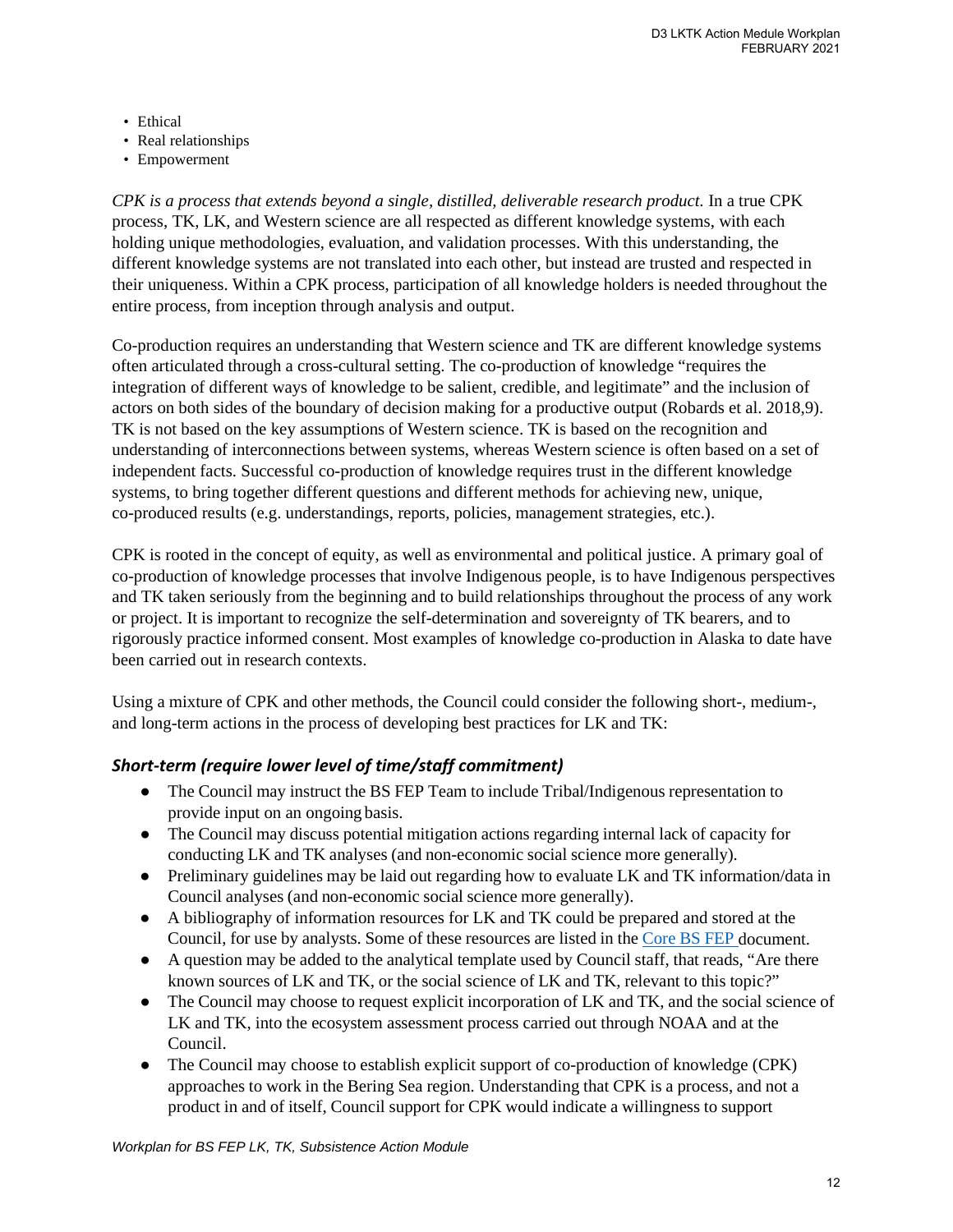- Ethical
- Real relationships
- Empowerment

*CPK is a process that extends beyond a single, distilled, deliverable research product.* In a true CPK process, TK, LK, and Western science are all respected as different knowledge systems, with each holding unique methodologies, evaluation, and validation processes. With this understanding, the different knowledge systems are not translated into each other, but instead are trusted and respected in their uniqueness. Within a CPK process, participation of all knowledge holders is needed throughout the entire process, from inception through analysis and output.

Co-production requires an understanding that Western science and TK are different knowledge systems often articulated through a cross-cultural setting. The co-production of knowledge "requires the integration of different ways of knowledge to be salient, credible, and legitimate" and the inclusion of actors on both sides of the boundary of decision making for a productive output (Robards et al. 2018,9). TK is not based on the key assumptions of Western science. TK is based on the recognition and understanding of interconnections between systems, whereas Western science is often based on a set of independent facts. Successful co-production of knowledge requires trust in the different knowledge systems, to bring together different questions and different methods for achieving new, unique, co-produced results (e.g. understandings, reports, policies, management strategies, etc.).

CPK is rooted in the concept of equity, as well as environmental and political justice. A primary goal of co-production of knowledge processes that involve Indigenous people, is to have Indigenous perspectives and TK taken seriously from the beginning and to build relationships throughout the process of any work or project. It is important to recognize the self-determination and sovereignty of TK bearers, and to rigorously practice informed consent. Most examples of knowledge co-production in Alaska to date have been carried out in research contexts.

Using a mixture of CPK and other methods, the Council could consider the following short-, medium-, and long-term actions in the process of developing best practices for LK and TK:

### *Short-term (require lower level of time/staff commitment)*

- The Council may instruct the BS FEP Team to include Tribal/Indigenous representation to provide input on an ongoing basis.
- The Council may discuss potential mitigation actions regarding internal lack of capacity for conducting LK and TK analyses (and non-economic social science more generally).
- Preliminary guidelines may be laid out regarding how to evaluate LK and TK information/data in Council analyses (and non-economic social science more generally).
- A bibliography of information resources for LK and TK could be prepared and stored at the Council, for use by analysts. Some of these resources are listed in the Core BS FEP document.
- A question may be added to the analytical template used by Council staff, that reads, "Are there known sources of LK and TK, or the social science of LK and TK, relevant to this topic?"
- The Council may choose to request explicit incorporation of LK and TK, and the social science of LK and TK, into the ecosystem assessment process carried out through NOAA and at the Council.
- The Council may choose to establish explicit support of co-production of knowledge (CPK) approaches to work in the Bering Sea region. Understanding that CPK is a process, and not a product in and of itself, Council support for CPK would indicate a willingness to support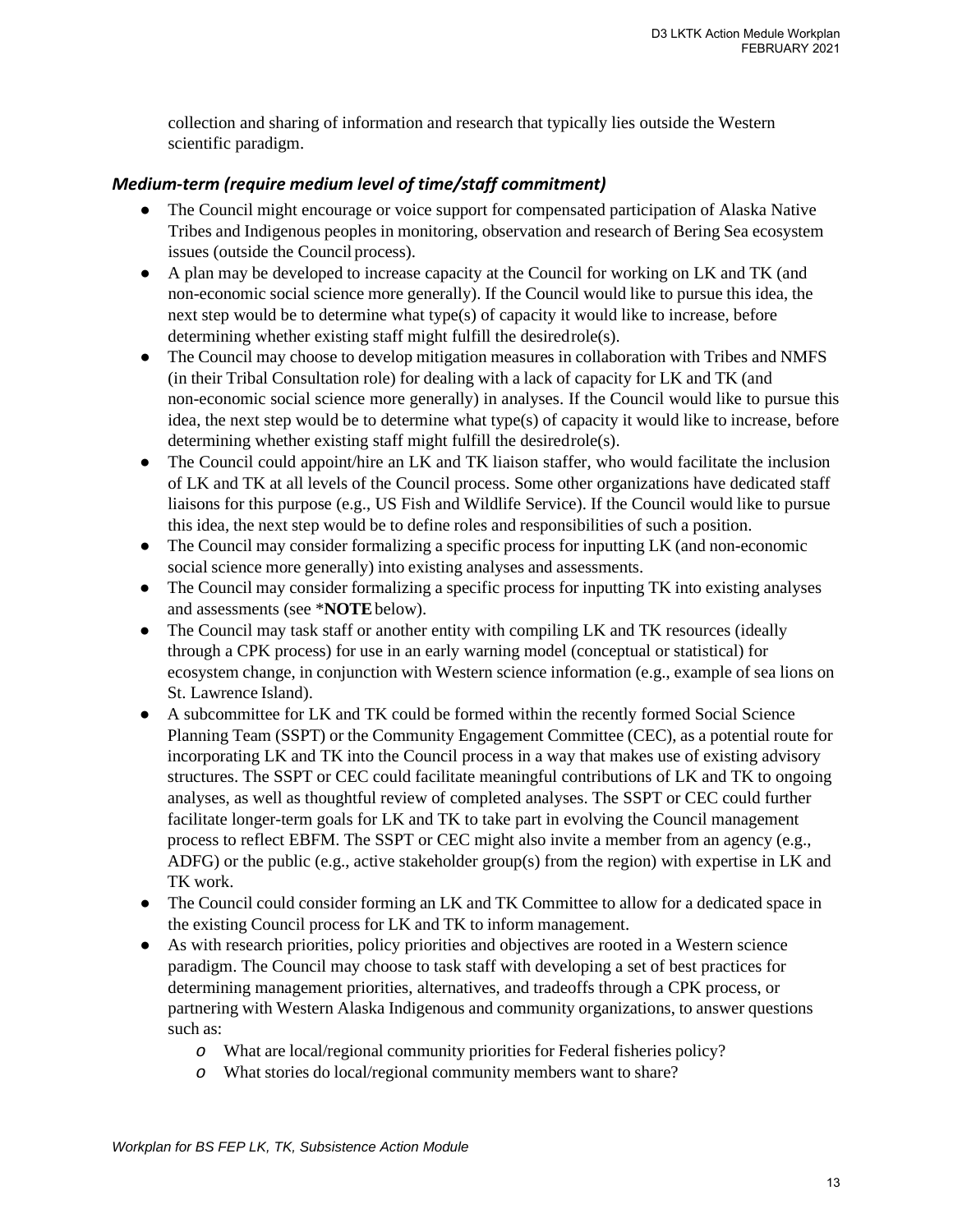collection and sharing of information and research that typically lies outside the Western scientific paradigm.

### *Medium-term (require medium level of time/staff commitment)*

- The Council might encourage or voice support for compensated participation of Alaska Native Tribes and Indigenous peoples in monitoring, observation and research of Bering Sea ecosystem issues (outside the Council process).
- A plan may be developed to increase capacity at the Council for working on LK and TK (and non-economic social science more generally). If the Council would like to pursue this idea, the next step would be to determine what type(s) of capacity it would like to increase, before determining whether existing staff might fulfill the desired role(s).
- The Council may choose to develop mitigation measures in collaboration with Tribes and NMFS (in their Tribal Consultation role) for dealing with a lack of capacity for LK and TK (and non-economic social science more generally) in analyses. If the Council would like to pursue this idea, the next step would be to determine what type(s) of capacity it would like to increase, before determining whether existing staff might fulfill the desired role(s).
- The Council could appoint/hire an LK and TK liaison staffer, who would facilitate the inclusion of LK and TK at all levels of the Council process. Some other organizations have dedicated staff liaisons for this purpose (e.g., US Fish and Wildlife Service). If the Council would like to pursue this idea, the next step would be to define roles and responsibilities of such a position.
- The Council may consider formalizing a specific process for inputting LK (and non-economic social science more generally) into existing analyses and assessments.
- The Council may consider formalizing a specific process for inputting TK into existing analyses and assessments (see ***NOTE** below).
- The Council may task staff or another entity with compiling LK and TK resources (ideally through a CPK process) for use in an early warning model (conceptual or statistical) for ecosystem change, in conjunction with Western science information (e.g., example of sea lions on St. Lawrence Island).
- A subcommittee for LK and TK could be formed within the recently formed Social Science Planning Team (SSPT) or the Community Engagement Committee (CEC), as a potential route for incorporating LK and TK into the Council process in a way that makes use of existing advisory structures. The SSPT or CEC could facilitate meaningful contributions of LK and TK to ongoing analyses, as well as thoughtful review of completed analyses. The SSPT or CEC could further facilitate longer-term goals for LK and TK to take part in evolving the Council management process to reflect EBFM. The SSPT or CEC might also invite a member from an agency (e.g., ADFG) or the public (e.g., active stakeholder group(s) from the region) with expertise in LK and TK work.
- The Council could consider forming an LK and TK Committee to allow for a dedicated space in the existing Council process for LK and TK to inform management.
- As with research priorities, policy priorities and objectives are rooted in a Western science paradigm. The Council may choose to task staff with developing a set of best practices for determining management priorities, alternatives, and tradeoffs through a CPK process, or partnering with Western Alaska Indigenous and community organizations, to answer questions such as:
    - What are local/regional community priorities for Federal fisheries policy?
    - What stories do local/regional community members want to share?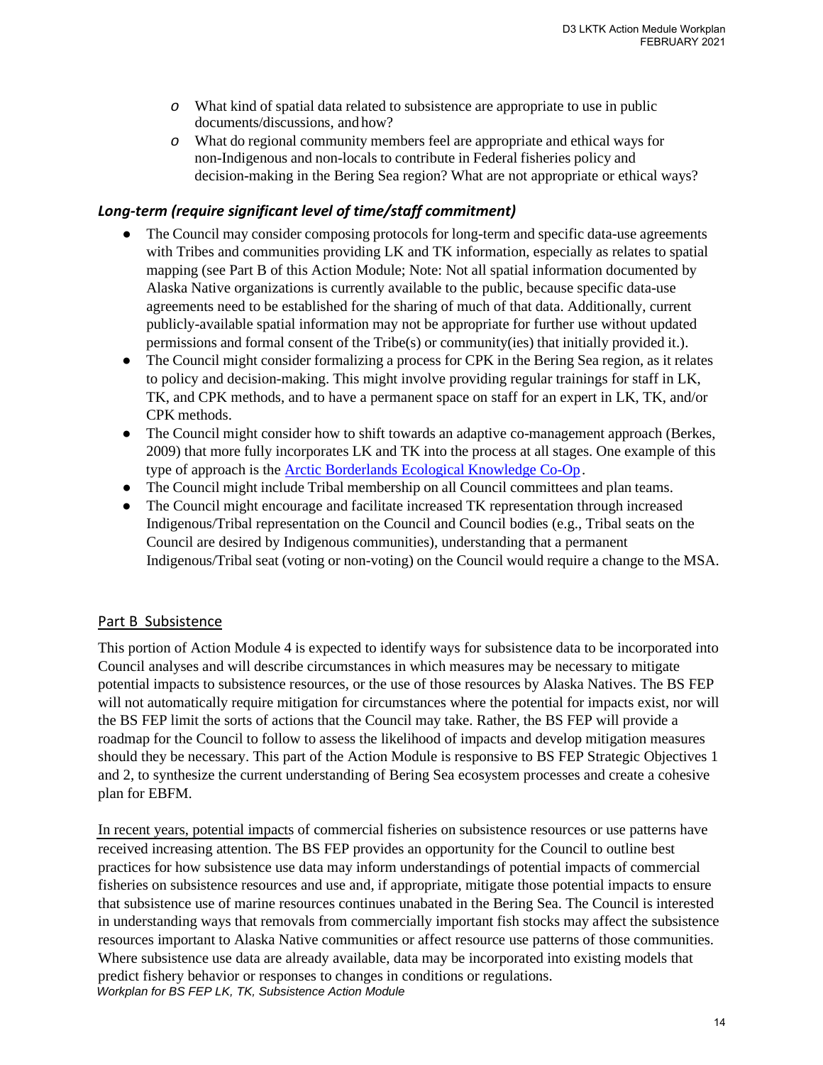- What kind of spatial data related to subsistence are appropriate to use in public documents/discussions, and how?
- What do regional community members feel are appropriate and ethical ways for non-Indigenous and non-locals to contribute in Federal fisheries policy and decision-making in the Bering Sea region? What are not appropriate or ethical ways?

### *Long-term (require significant level of time/staff commitment)*

- The Council may consider composing protocols for long-term and specific data-use agreements with Tribes and communities providing LK and TK information, especially as relates to spatial mapping (see Part B of this Action Module; Note: Not all spatial information documented by Alaska Native organizations is currently available to the public, because specific data-use agreements need to be established for the sharing of much of that data. Additionally, current publicly-available spatial information may not be appropriate for further use without updated permissions and formal consent of the Tribe(s) or community(ies) that initially provided it.).
- The Council might consider formalizing a process for CPK in the Bering Sea region, as it relates to policy and decision-making. This might involve providing regular trainings for staff in LK, TK, and CPK methods, and to have a permanent space on staff for an expert in LK, TK, and/or CPK methods.
- The Council might consider how to shift towards an adaptive co-management approach (Berkes, 2009) that more fully incorporates LK and TK into the process at all stages. One example of this type of approach is the Arctic Borderlands Ecological Knowledge Co-Op.
- The Council might include Tribal membership on all Council committees and plan teams.
- The Council might encourage and facilitate increased TK representation through increased Indigenous/Tribal representation on the Council and Council bodies (e.g., Tribal seats on the Council are desired by Indigenous communities), understanding that a permanent Indigenous/Tribal seat (voting or non-voting) on the Council would require a change to the MSA.

## Part B Subsistence

This portion of Action Module 4 is expected to identify ways for subsistence data to be incorporated into Council analyses and will describe circumstances in which measures may be necessary to mitigate potential impacts to subsistence resources, or the use of those resources by Alaska Natives. The BS FEP will not automatically require mitigation for circumstances where the potential for impacts exist, nor will the BS FEP limit the sorts of actions that the Council may take. Rather, the BS FEP will provide a roadmap for the Council to follow to assess the likelihood of impacts and develop mitigation measures should they be necessary. This part of the Action Module is responsive to BS FEP Strategic Objectives 1 and 2, to synthesize the current understanding of Bering Sea ecosystem processes and create a cohesive plan for EBFM.

In recent years, potential impacts of commercial fisheries on subsistence resources or use patterns have received increasing attention. The BS FEP provides an opportunity for the Council to outline best practices for how subsistence use data may inform understandings of potential impacts of commercial fisheries on subsistence resources and use and, if appropriate, mitigate those potential impacts to ensure that subsistence use of marine resources continues unabated in the Bering Sea. The Council is interested in understanding ways that removals from commercially important fish stocks may affect the subsistence resources important to Alaska Native communities or affect resource use patterns of those communities. Where subsistence use data are already available, data may be incorporated into existing models that predict fishery behavior or responses to changes in conditions or regulations.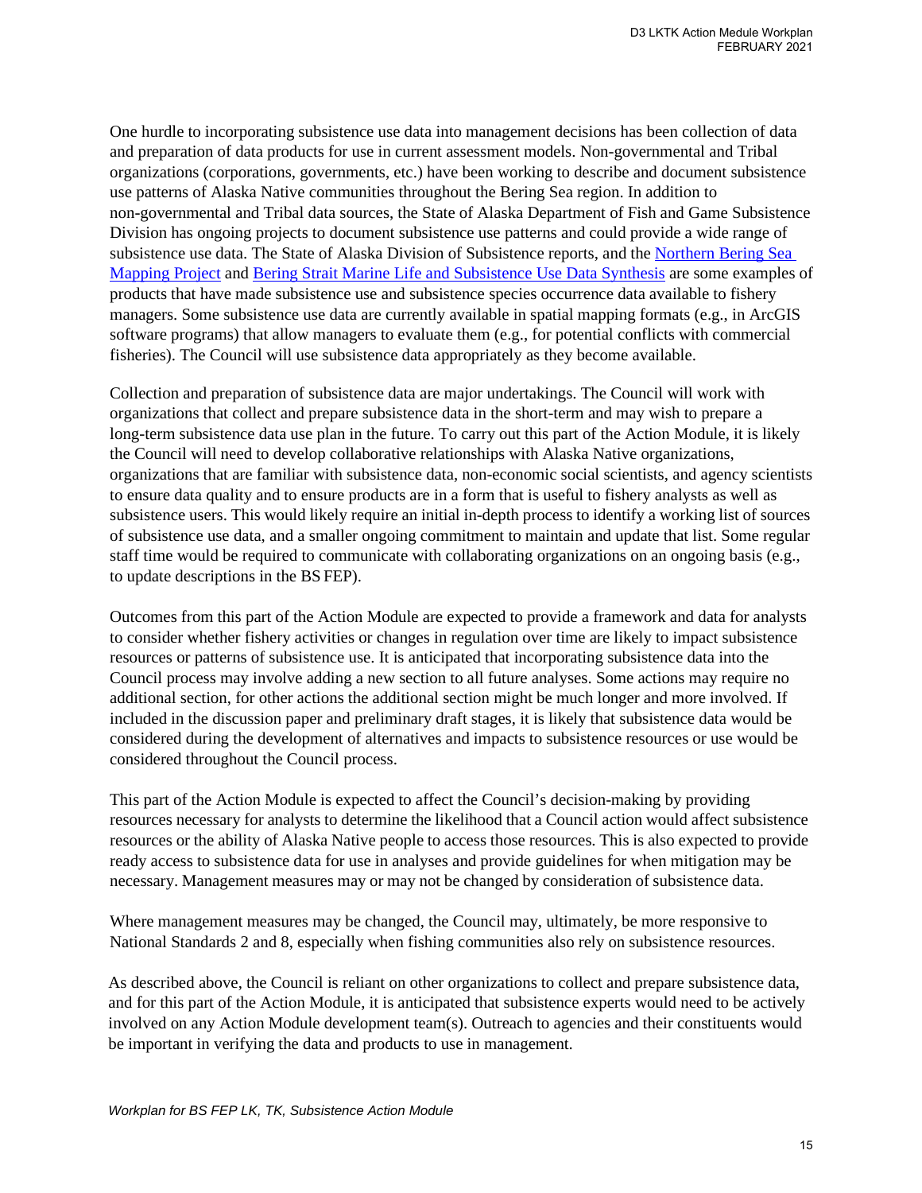One hurdle to incorporating subsistence use data into management decisions has been collection of data and preparation of data products for use in current assessment models. Non-governmental and Tribal organizations (corporations, governments, etc.) have been working to describe and document subsistence use patterns of Alaska Native communities throughout the Bering Sea region. In addition to non-governmental and Tribal data sources, the State of Alaska Department of Fish and Game Subsistence Division has ongoing projects to document subsistence use patterns and could provide a wide range of subsistence use data. The State of Alaska Division of Subsistence reports, and the Northern Bering Sea Mapping Project and Bering Strait Marine Life and Subsistence Use Data Synthesis are some examples of products that have made subsistence use and subsistence species occurrence data available to fishery managers. Some subsistence use data are currently available in spatial mapping formats (e.g., in ArcGIS software programs) that allow managers to evaluate them (e.g., for potential conflicts with commercial fisheries). The Council will use subsistence data appropriately as they become available.

Collection and preparation of subsistence data are major undertakings. The Council will work with organizations that collect and prepare subsistence data in the short-term and may wish to prepare a long-term subsistence data use plan in the future. To carry out this part of the Action Module, it is likely the Council will need to develop collaborative relationships with Alaska Native organizations, organizations that are familiar with subsistence data, non-economic social scientists, and agency scientists to ensure data quality and to ensure products are in a form that is useful to fishery analysts as well as subsistence users. This would likely require an initial in-depth process to identify a working list of sources of subsistence use data, and a smaller ongoing commitment to maintain and update that list. Some regular staff time would be required to communicate with collaborating organizations on an ongoing basis (e.g., to update descriptions in the BS FEP).

Outcomes from this part of the Action Module are expected to provide a framework and data for analysts to consider whether fishery activities or changes in regulation over time are likely to impact subsistence resources or patterns of subsistence use. It is anticipated that incorporating subsistence data into the Council process may involve adding a new section to all future analyses. Some actions may require no additional section, for other actions the additional section might be much longer and more involved. If included in the discussion paper and preliminary draft stages, it is likely that subsistence data would be considered during the development of alternatives and impacts to subsistence resources or use would be considered throughout the Council process.

This part of the Action Module is expected to affect the Council's decision-making by providing resources necessary for analysts to determine the likelihood that a Council action would affect subsistence resources or the ability of Alaska Native people to access those resources. This is also expected to provide ready access to subsistence data for use in analyses and provide guidelines for when mitigation may be necessary. Management measures may or may not be changed by consideration of subsistence data.

Where management measures may be changed, the Council may, ultimately, be more responsive to National Standards 2 and 8, especially when fishing communities also rely on subsistence resources.

As described above, the Council is reliant on other organizations to collect and prepare subsistence data, and for this part of the Action Module, it is anticipated that subsistence experts would need to be actively involved on any Action Module development team(s). Outreach to agencies and their constituents would be important in verifying the data and products to use in management.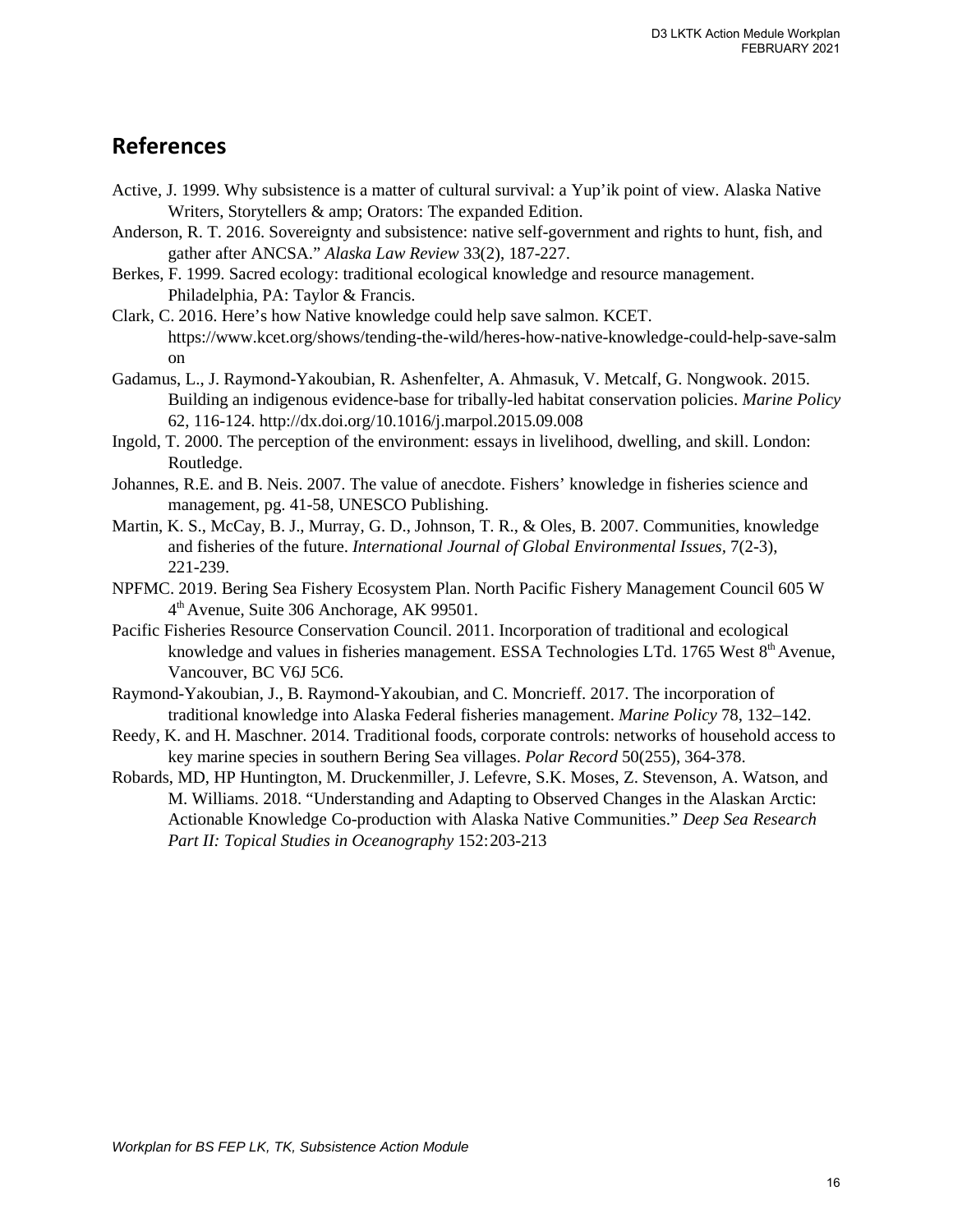## References

Active, J. 1999. Why subsistence is a matter of cultural survival: a Yup'ik point of view. Alaska Native Writers, Storytellers & amp; Orators: The expanded Edition.

Anderson, R. T. 2016. Sovereignty and subsistence: native self-government and rights to hunt, fish, and gather after ANCSA." *Alaska Law Review* 33(2), 187-227.

Berkes, F. 1999. Sacred ecology: traditional ecological knowledge and resource management. Philadelphia, PA: Taylor & Francis.

Clark, C. 2016. Here's how Native knowledge could help save salmon. KCET. https://www.kcet.org/shows/tending-the-wild/heres-how-native-knowledge-could-help-save-salmon

Gadamus, L., J. Raymond-Yakoubian, R. Ashenfelter, A. Ahmasuk, V. Metcalf, G. Nongwook. 2015. Building an indigenous evidence-base for tribally-led habitat conservation policies. *Marine Policy* 62, 116-124. http://dx.doi.org/10.1016/j.marpol.2015.09.008

Ingold, T. 2000. The perception of the environment: essays in livelihood, dwelling, and skill. London: Routledge.

Johannes, R.E. and B. Neis. 2007. The value of anecdote. Fishers' knowledge in fisheries science and management, pg. 41-58, UNESCO Publishing.

Martin, K. S., McCay, B. J., Murray, G. D., Johnson, T. R., & Oles, B. 2007. Communities, knowledge and fisheries of the future. *International Journal of Global Environmental Issues*, 7(2-3), 221-239.

NPFMC. 2019. Bering Sea Fishery Ecosystem Plan. North Pacific Fishery Management Council 605 W 4th Avenue, Suite 306 Anchorage, AK 99501.

Pacific Fisheries Resource Conservation Council. 2011. Incorporation of traditional and ecological knowledge and values in fisheries management. ESSA Technologies LTd. 1765 West 8th Avenue, Vancouver, BC V6J 5C6.

Raymond-Yakoubian, J., B. Raymond-Yakoubian, and C. Moncrieff. 2017. The incorporation of traditional knowledge into Alaska Federal fisheries management. *Marine Policy* 78, 132–142.

Reedy, K. and H. Maschner. 2014. Traditional foods, corporate controls: networks of household access to key marine species in southern Bering Sea villages. *Polar Record* 50(255), 364-378.

Robards, MD, HP Huntington, M. Druckenmiller, J. Lefevre, S.K. Moses, Z. Stevenson, A. Watson, and M. Williams. 2018. "Understanding and Adapting to Observed Changes in the Alaskan Arctic: Actionable Knowledge Co-production with Alaska Native Communities." *Deep Sea Research Part II: Topical Studies in Oceanography* 152:203-213